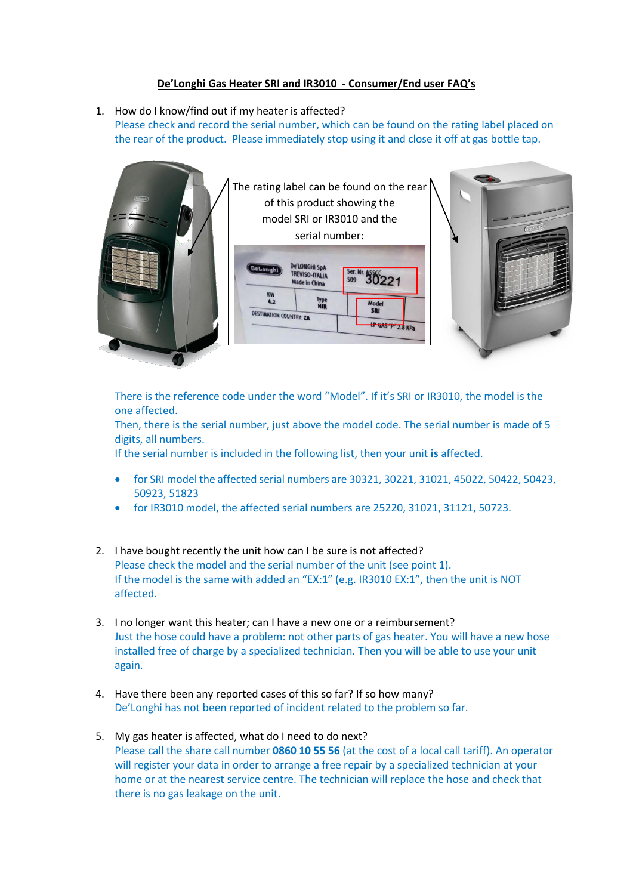# De'Longhi Gas Heater SRI and IR3010 - Consumer/End user FAQ's

1. How do I know/find out if my heater is affected?
   Please check and record the serial number, which can be found on the rating label placed on the rear of the product. Please immediately stop using it and close it off at gas bottle tap.

   The rating label can be found on the rear of this product showing the model SRI or IR3010 and the serial number:

   There is the reference code under the word "Model". If it's SRI or IR3010, the model is the one affected.
   Then, there is the serial number, just above the model code. The serial number is made of 5 digits, all numbers.
   If the serial number is included in the following list, then your unit **is** affected.

   - for SRI model the affected serial numbers are 30321, 30221, 31021, 45022, 50422, 50423, 50923, 51823
   - for IR3010 model, the affected serial numbers are 25220, 31021, 31121, 50723.

2. I have bought recently the unit how can I be sure is not affected?
   Please check the model and the serial number of the unit (see point 1).
   If the model is the same with added an "EX:1" (e.g. IR3010 EX:1", then the unit is NOT affected.

3. I no longer want this heater; can I have a new one or a reimbursement?
   Just the hose could have a problem: not other parts of gas heater. You will have a new hose installed free of charge by a specialized technician. Then you will be able to use your unit again.

4. Have there been any reported cases of this so far? If so how many?
   De'Longhi has not been reported of incident related to the problem so far.

5. My gas heater is affected, what do I need to do next?
   Please call the share call number **0860 10 55 56** (at the cost of a local call tariff). An operator will register your data in order to arrange a free repair by a specialized technician at your home or at the nearest service centre. The technician will replace the hose and check that there is no gas leakage on the unit.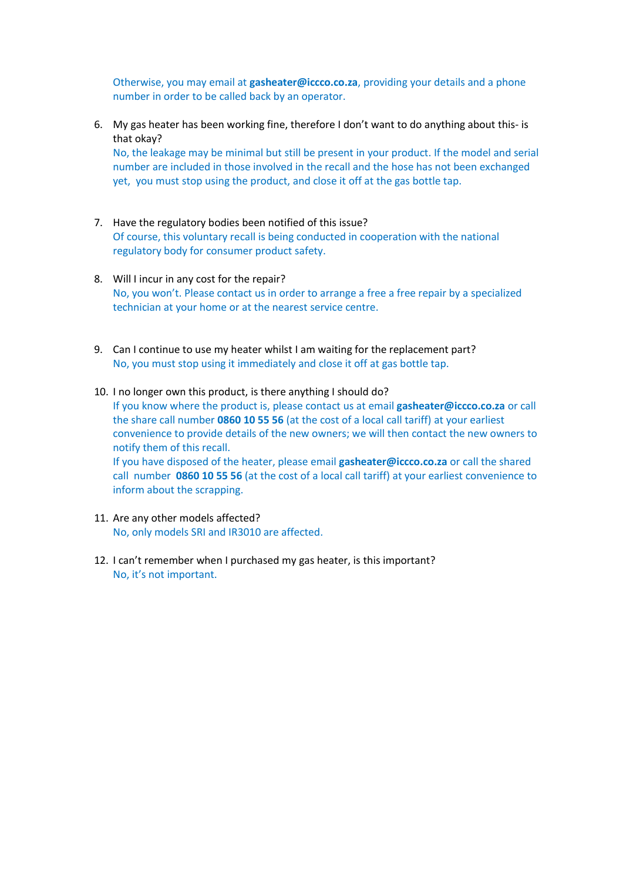Otherwise, you may email at **gasheater@iccco.co.za**, providing your details and a phone number in order to be called back by an operator.

6. My gas heater has been working fine, therefore I don't want to do anything about this- is that okay?
   No, the leakage may be minimal but still be present in your product. If the model and serial number are included in those involved in the recall and the hose has not been exchanged yet, you must stop using the product, and close it off at the gas bottle tap.

7. Have the regulatory bodies been notified of this issue?
   Of course, this voluntary recall is being conducted in cooperation with the national regulatory body for consumer product safety.

8. Will I incur in any cost for the repair?
   No, you won't. Please contact us in order to arrange a free a free repair by a specialized technician at your home or at the nearest service centre.

9. Can I continue to use my heater whilst I am waiting for the replacement part?
   No, you must stop using it immediately and close it off at gas bottle tap.

10. I no longer own this product, is there anything I should do?
    If you know where the product is, please contact us at email **gasheater@iccco.co.za** or call the share call number **0860 10 55 56** (at the cost of a local call tariff) at your earliest convenience to provide details of the new owners; we will then contact the new owners to notify them of this recall.
    If you have disposed of the heater, please email **gasheater@iccco.co.za** or call the shared call number **0860 10 55 56** (at the cost of a local call tariff) at your earliest convenience to inform about the scrapping.

11. Are any other models affected?
    No, only models SRI and IR3010 are affected.

12. I can't remember when I purchased my gas heater, is this important?
    No, it's not important.